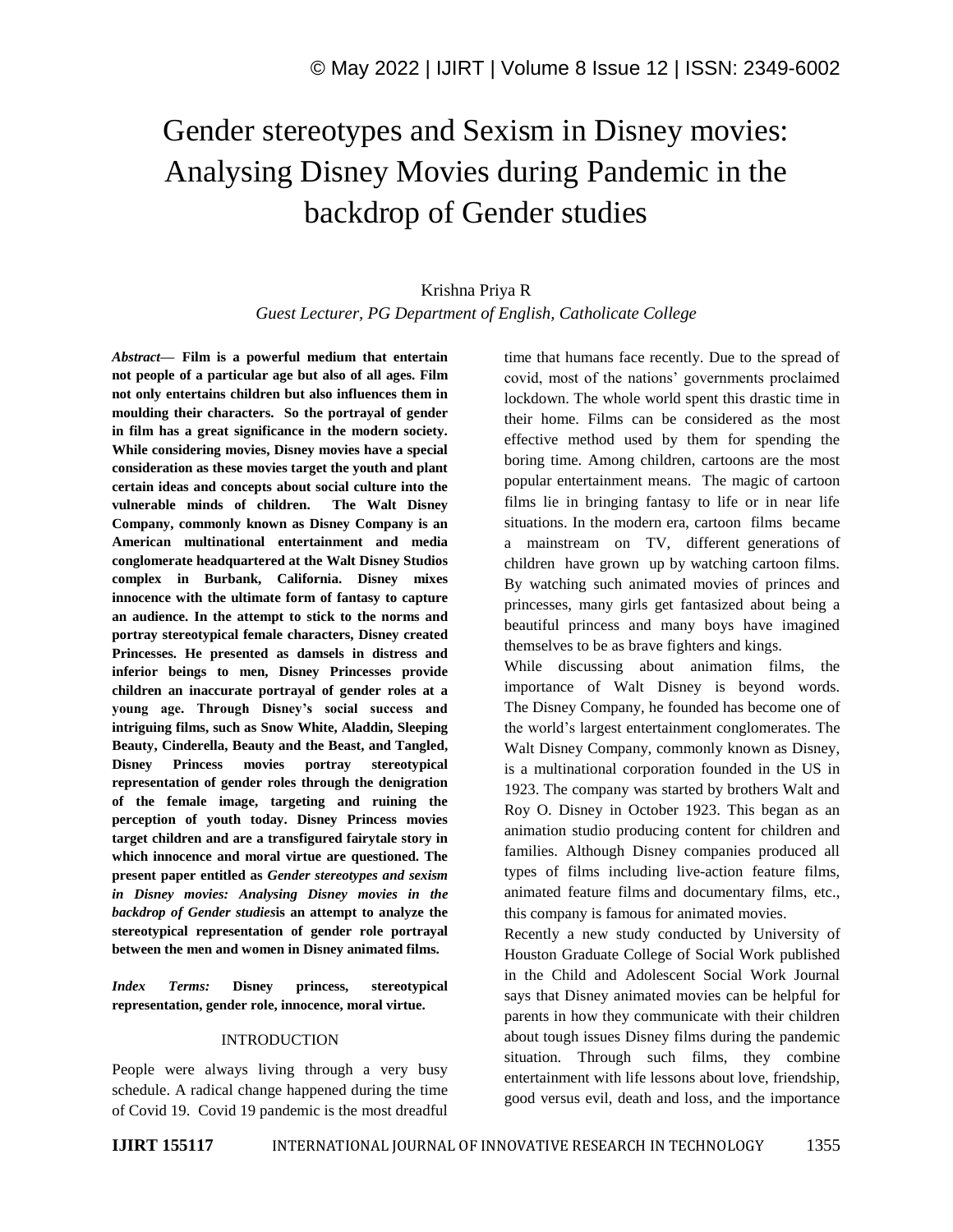# Gender stereotypes and Sexism in Disney movies: Analysing Disney Movies during Pandemic in the backdrop of Gender studies

Krishna Priya R

*Guest Lecturer, PG Department of English, Catholicate College*

***Abstract*— Film is a powerful medium that entertain not people of a particular age but also of all ages. Film not only entertains children but also influences them in moulding their characters. So the portrayal of gender in film has a great significance in the modern society. While considering movies, Disney movies have a special consideration as these movies target the youth and plant certain ideas and concepts about social culture into the vulnerable minds of children. The Walt Disney Company, commonly known as Disney Company is an American multinational entertainment and media conglomerate headquartered at the Walt Disney Studios complex in Burbank, California. Disney mixes innocence with the ultimate form of fantasy to capture an audience. In the attempt to stick to the norms and portray stereotypical female characters, Disney created Princesses. He presented as damsels in distress and inferior beings to men, Disney Princesses provide children an inaccurate portrayal of gender roles at a young age. Through Disney's social success and intriguing films, such as Snow White, Aladdin, Sleeping Beauty, Cinderella, Beauty and the Beast, and Tangled, Disney Princess movies portray stereotypical representation of gender roles through the denigration of the female image, targeting and ruining the perception of youth today. Disney Princess movies target children and are a transfigured fairytale story in which innocence and moral virtue are questioned. The present paper entitled as *Gender stereotypes and sexism in Disney movies: Analysing Disney movies in the backdrop of Gender studies*is an attempt to analyze the stereotypical representation of gender role portrayal between the men and women in Disney animated films.**

***Index Terms:* Disney princess, stereotypical representation, gender role, innocence, moral virtue.**

## INTRODUCTION

People were always living through a very busy schedule. A radical change happened during the time of Covid 19. Covid 19 pandemic is the most dreadful time that humans face recently. Due to the spread of covid, most of the nations' governments proclaimed lockdown. The whole world spent this drastic time in their home. Films can be considered as the most effective method used by them for spending the boring time. Among children, cartoons are the most popular entertainment means. The magic of cartoon films lie in bringing fantasy to life or in near life situations. In the modern era, cartoon films became a mainstream on TV, different generations of children have grown up by watching cartoon films. By watching such animated movies of princes and princesses, many girls get fantasized about being a beautiful princess and many boys have imagined themselves to be as brave fighters and kings.

While discussing about animation films, the importance of Walt Disney is beyond words. The Disney Company, he founded has become one of the world's largest entertainment conglomerates. The Walt Disney Company, commonly known as Disney, is a multinational corporation founded in the US in 1923. The company was started by brothers Walt and Roy O. Disney in October 1923. This began as an animation studio producing content for children and families. Although Disney companies produced all types of films including live-action feature films, animated feature films and documentary films, etc., this company is famous for animated movies.

Recently a new study conducted by University of Houston Graduate College of Social Work published in the Child and Adolescent Social Work Journal says that Disney animated movies can be helpful for parents in how they communicate with their children about tough issues Disney films during the pandemic situation. Through such films, they combine entertainment with life lessons about love, friendship, good versus evil, death and loss, and the importance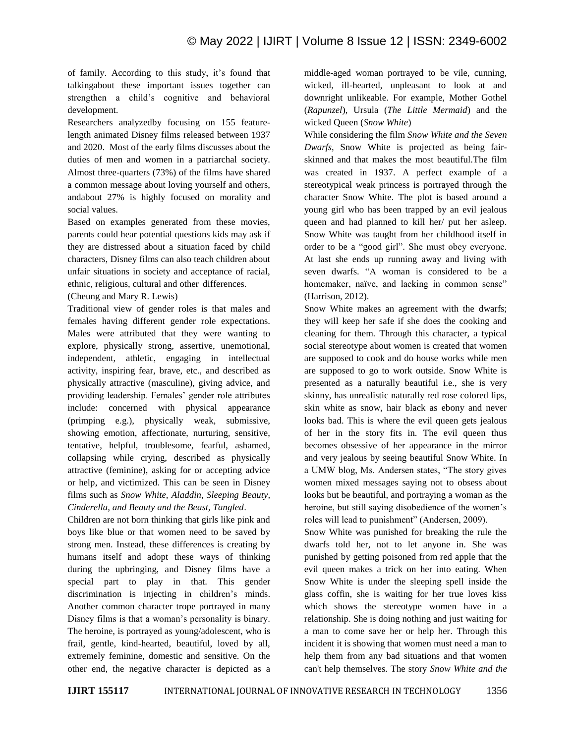of family. According to this study, it's found that talkingabout these important issues together can strengthen a child's cognitive and behavioral development.

Researchers analyzedby focusing on 155 feature-length animated Disney films released between 1937 and 2020. Most of the early films discusses about the duties of men and women in a patriarchal society. Almost three-quarters (73%) of the films have shared a common message about loving yourself and others, andabout 27% is highly focused on morality and social values.

Based on examples generated from these movies, parents could hear potential questions kids may ask if they are distressed about a situation faced by child characters, Disney films can also teach children about unfair situations in society and acceptance of racial, ethnic, religious, cultural and other differences.

(Cheung and Mary R. Lewis)

Traditional view of gender roles is that males and females having different gender role expectations. Males were attributed that they were wanting to explore, physically strong, assertive, unemotional, independent, athletic, engaging in intellectual activity, inspiring fear, brave, etc., and described as physically attractive (masculine), giving advice, and providing leadership. Females' gender role attributes include: concerned with physical appearance (primping e.g.), physically weak, submissive, showing emotion, affectionate, nurturing, sensitive, tentative, helpful, troublesome, fearful, ashamed, collapsing while crying, described as physically attractive (feminine), asking for or accepting advice or help, and victimized. This can be seen in Disney films such as *Snow White, Aladdin, Sleeping Beauty, Cinderella, and Beauty and the Beast, Tangled*.

Children are not born thinking that girls like pink and boys like blue or that women need to be saved by strong men. Instead, these differences is creating by humans itself and adopt these ways of thinking during the upbringing, and Disney films have a special part to play in that. This gender discrimination is injecting in children's minds. Another common character trope portrayed in many Disney films is that a woman's personality is binary. The heroine, is portrayed as young/adolescent, who is frail, gentle, kind-hearted, beautiful, loved by all, extremely feminine, domestic and sensitive. On the other end, the negative character is depicted as a middle-aged woman portrayed to be vile, cunning, wicked, ill-hearted, unpleasant to look at and downright unlikeable. For example, Mother Gothel (*Rapunzel*), Ursula (*The Little Mermaid*) and the wicked Queen (*Snow White*)

While considering the film *Snow White and the Seven Dwarfs*, Snow White is projected as being fair-skinned and that makes the most beautiful.The film was created in 1937. A perfect example of a stereotypical weak princess is portrayed through the character Snow White. The plot is based around a young girl who has been trapped by an evil jealous queen and had planned to kill her/ put her asleep. Snow White was taught from her childhood itself in order to be a "good girl". She must obey everyone. At last she ends up running away and living with seven dwarfs. "A woman is considered to be a homemaker, naïve, and lacking in common sense" (Harrison, 2012).

Snow White makes an agreement with the dwarfs; they will keep her safe if she does the cooking and cleaning for them. Through this character, a typical social stereotype about women is created that women are supposed to cook and do house works while men are supposed to go to work outside. Snow White is presented as a naturally beautiful i.e., she is very skinny, has unrealistic naturally red rose colored lips, skin white as snow, hair black as ebony and never looks bad. This is where the evil queen gets jealous of her in the story fits in. The evil queen thus becomes obsessive of her appearance in the mirror and very jealous by seeing beautiful Snow White. In a UMW blog, Ms. Andersen states, "The story gives women mixed messages saying not to obsess about looks but be beautiful, and portraying a woman as the heroine, but still saying disobedience of the women's roles will lead to punishment" (Andersen, 2009).

Snow White was punished for breaking the rule the dwarfs told her, not to let anyone in. She was punished by getting poisoned from red apple that the evil queen makes a trick on her into eating. When Snow White is under the sleeping spell inside the glass coffin, she is waiting for her true loves kiss which shows the stereotype women have in a relationship. She is doing nothing and just waiting for a man to come save her or help her. Through this incident it is showing that women must need a man to help them from any bad situations and that women can't help themselves. The story *Snow White and the*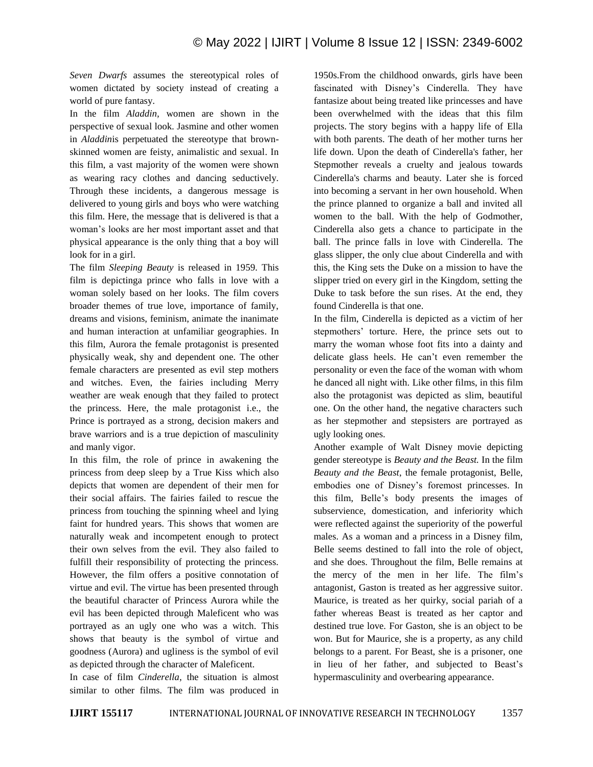*Seven Dwarfs* assumes the stereotypical roles of women dictated by society instead of creating a world of pure fantasy.

In the film *Aladdin*, women are shown in the perspective of sexual look. Jasmine and other women in *Aladdin*is perpetuated the stereotype that brown-skinned women are feisty, animalistic and sexual. In this film, a vast majority of the women were shown as wearing racy clothes and dancing seductively. Through these incidents, a dangerous message is delivered to young girls and boys who were watching this film. Here, the message that is delivered is that a woman's looks are her most important asset and that physical appearance is the only thing that a boy will look for in a girl.

The film *Sleeping Beauty* is released in 1959. This film is depictinga prince who falls in love with a woman solely based on her looks. The film covers broader themes of true love, importance of family, dreams and visions, feminism, animate the inanimate and human interaction at unfamiliar geographies. In this film, Aurora the female protagonist is presented physically weak, shy and dependent one. The other female characters are presented as evil step mothers and witches. Even, the fairies including Merry weather are weak enough that they failed to protect the princess. Here, the male protagonist i.e., the Prince is portrayed as a strong, decision makers and brave warriors and is a true depiction of masculinity and manly vigor.

In this film, the role of prince in awakening the princess from deep sleep by a True Kiss which also depicts that women are dependent of their men for their social affairs. The fairies failed to rescue the princess from touching the spinning wheel and lying faint for hundred years. This shows that women are naturally weak and incompetent enough to protect their own selves from the evil. They also failed to fulfill their responsibility of protecting the princess. However, the film offers a positive connotation of virtue and evil. The virtue has been presented through the beautiful character of Princess Aurora while the evil has been depicted through Maleficent who was portrayed as an ugly one who was a witch. This shows that beauty is the symbol of virtue and goodness (Aurora) and ugliness is the symbol of evil as depicted through the character of Maleficent.

In case of film *Cinderella*, the situation is almost similar to other films. The film was produced in 1950s.From the childhood onwards, girls have been fascinated with Disney's Cinderella. They have fantasize about being treated like princesses and have been overwhelmed with the ideas that this film projects. The story begins with a happy life of Ella with both parents. The death of her mother turns her life down. Upon the death of Cinderella's father, her Stepmother reveals a cruelty and jealous towards Cinderella's charms and beauty. Later she is forced into becoming a servant in her own household. When the prince planned to organize a ball and invited all women to the ball. With the help of Godmother, Cinderella also gets a chance to participate in the ball. The prince falls in love with Cinderella. The glass slipper, the only clue about Cinderella and with this, the King sets the Duke on a mission to have the slipper tried on every girl in the Kingdom, setting the Duke to task before the sun rises. At the end, they found Cinderella is that one.

In the film, Cinderella is depicted as a victim of her stepmothers' torture. Here, the prince sets out to marry the woman whose foot fits into a dainty and delicate glass heels. He can't even remember the personality or even the face of the woman with whom he danced all night with. Like other films, in this film also the protagonist was depicted as slim, beautiful one. On the other hand, the negative characters such as her stepmother and stepsisters are portrayed as ugly looking ones.

Another example of Walt Disney movie depicting gender stereotype is *Beauty and the Beast.* In the film *Beauty and the Beast*, the female protagonist, Belle, embodies one of Disney's foremost princesses. In this film, Belle's body presents the images of subservience, domestication, and inferiority which were reflected against the superiority of the powerful males. As a woman and a princess in a Disney film, Belle seems destined to fall into the role of object, and she does. Throughout the film, Belle remains at the mercy of the men in her life. The film's antagonist, Gaston is treated as her aggressive suitor. Maurice, is treated as her quirky, social pariah of a father whereas Beast is treated as her captor and destined true love. For Gaston, she is an object to be won. But for Maurice, she is a property, as any child belongs to a parent. For Beast, she is a prisoner, one in lieu of her father, and subjected to Beast's hypermasculinity and overbearing appearance.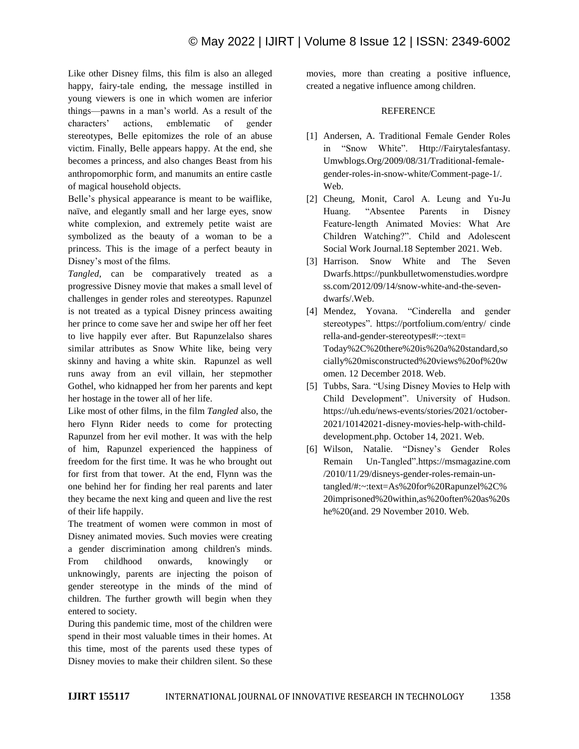Like other Disney films, this film is also an alleged happy, fairy-tale ending, the message instilled in young viewers is one in which women are inferior things—pawns in a man's world. As a result of the characters' actions, emblematic of gender stereotypes, Belle epitomizes the role of an abuse victim. Finally, Belle appears happy. At the end, she becomes a princess, and also changes Beast from his anthropomorphic form, and manumits an entire castle of magical household objects.

Belle's physical appearance is meant to be waiflike, naïve, and elegantly small and her large eyes, snow white complexion, and extremely petite waist are symbolized as the beauty of a woman to be a princess. This is the image of a perfect beauty in Disney's most of the films.

*Tangled*, can be comparatively treated as a progressive Disney movie that makes a small level of challenges in gender roles and stereotypes. Rapunzel is not treated as a typical Disney princess awaiting her prince to come save her and swipe her off her feet to live happily ever after. But Rapunzelalso shares similar attributes as Snow White like, being very skinny and having a white skin. Rapunzel as well runs away from an evil villain, her stepmother Gothel, who kidnapped her from her parents and kept her hostage in the tower all of her life.

Like most of other films, in the film *Tangled* also, the hero Flynn Rider needs to come for protecting Rapunzel from her evil mother. It was with the help of him, Rapunzel experienced the happiness of freedom for the first time. It was he who brought out for first from that tower. At the end, Flynn was the one behind her for finding her real parents and later they became the next king and queen and live the rest of their life happily.

The treatment of women were common in most of Disney animated movies. Such movies were creating a gender discrimination among children's minds. From childhood onwards, knowingly or unknowingly, parents are injecting the poison of gender stereotype in the minds of the mind of children. The further growth will begin when they entered to society.

During this pandemic time, most of the children were spend in their most valuable times in their homes. At this time, most of the parents used these types of Disney movies to make their children silent. So these movies, more than creating a positive influence, created a negative influence among children.

## REFERENCE

[1] Andersen, A. Traditional Female Gender Roles in "Snow White". Http://Fairytalesfantasy. Umwblogs.Org/2009/08/31/Traditional-female-gender-roles-in-snow-white/Comment-page-1/. Web.

[2] Cheung, Monit, Carol A. Leung and Yu-Ju Huang. "Absentee Parents in Disney Feature-length Animated Movies: What Are Children Watching?". Child and Adolescent Social Work Journal.18 September 2021. Web.

[3] Harrison. Snow White and The Seven Dwarfs.https://punkbulletwomenstudies.wordpress.com/2012/09/14/snow-white-and-the-seven-dwarfs/.Web.

[4] Mendez, Yovana. "Cinderella and gender stereotypes". https://portfolium.com/entry/ cinderella-and-gender-stereotypes#:~:text= Today%2C%20there%20is%20a%20standard,socially%20misconstructed%20views%20of%20women. 12 December 2018. Web.

[5] Tubbs, Sara. "Using Disney Movies to Help with Child Development". University of Hudson. https://uh.edu/news-events/stories/2021/october-2021/10142021-disney-movies-help-with-child-development.php. October 14, 2021. Web.

[6] Wilson, Natalie. "Disney's Gender Roles Remain Un-Tangled".https://msmagazine.com /2010/11/29/disneys-gender-roles-remain-un-tangled/#:~:text=As%20for%20Rapunzel%2C%20imprisoned%20within,as%20often%20as%20she%20(and. 29 November 2010. Web.